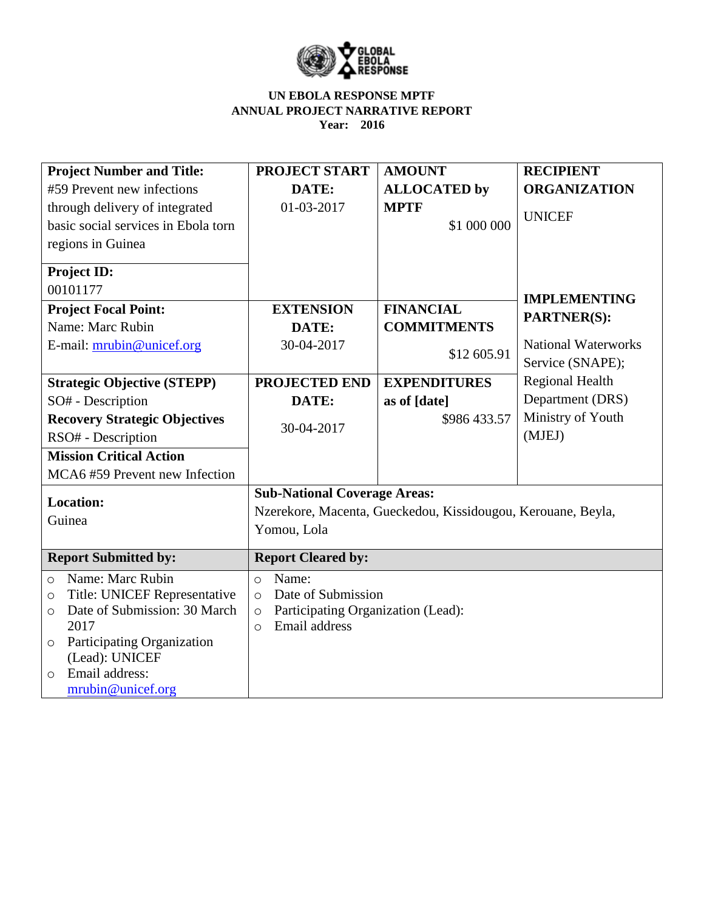**UN EBOLA RESPONSE MPTF**
**ANNUAL PROJECT NARRATIVE REPORT**
**Year: 2016**

| **Project Number and Title:** #59 Prevent new infections through delivery of integrated basic social services in Ebola torn regions in Guinea | **PROJECT START DATE:** 01-03-2017 | **AMOUNT ALLOCATED by MPTF** $1 000 000 | **RECIPIENT ORGANIZATION** UNICEF |
|---|---|---|---|
| **Project ID:** 00101177 | | | |
| **Project Focal Point:** Name: Marc Rubin E-mail: mrubin@unicef.org | **EXTENSION DATE:** 30-04-2017 | **FINANCIAL COMMITMENTS** $12 605.91 | **IMPLEMENTING PARTNER(S):** National Waterworks Service (SNAPE); Regional Health Department (DRS) Ministry of Youth (MJEJ) |
| **Strategic Objective (STEPP)** SO# - Description **Recovery Strategic Objectives** RSO# - Description | **PROJECTED END DATE:** 30-04-2017 | **EXPENDITURES as of [date]** $986 433.57 | |
| **Mission Critical Action** MCA6 #59 Prevent new Infection | | | |
| **Location:** Guinea | **Sub-National Coverage Areas:** Nzerekore, Macenta, Gueckedou, Kissidougou, Kerouane, Beyla, Yomou, Lola | | |
| **Report Submitted by:** | **Report Cleared by:** | | |
| ○ Name: Marc Rubin ○ Title: UNICEF Representative ○ Date of Submission: 30 March 2017 ○ Participating Organization (Lead): UNICEF ○ Email address: mrubin@unicef.org | ○ Name: ○ Date of Submission ○ Participating Organization (Lead): ○ Email address | | |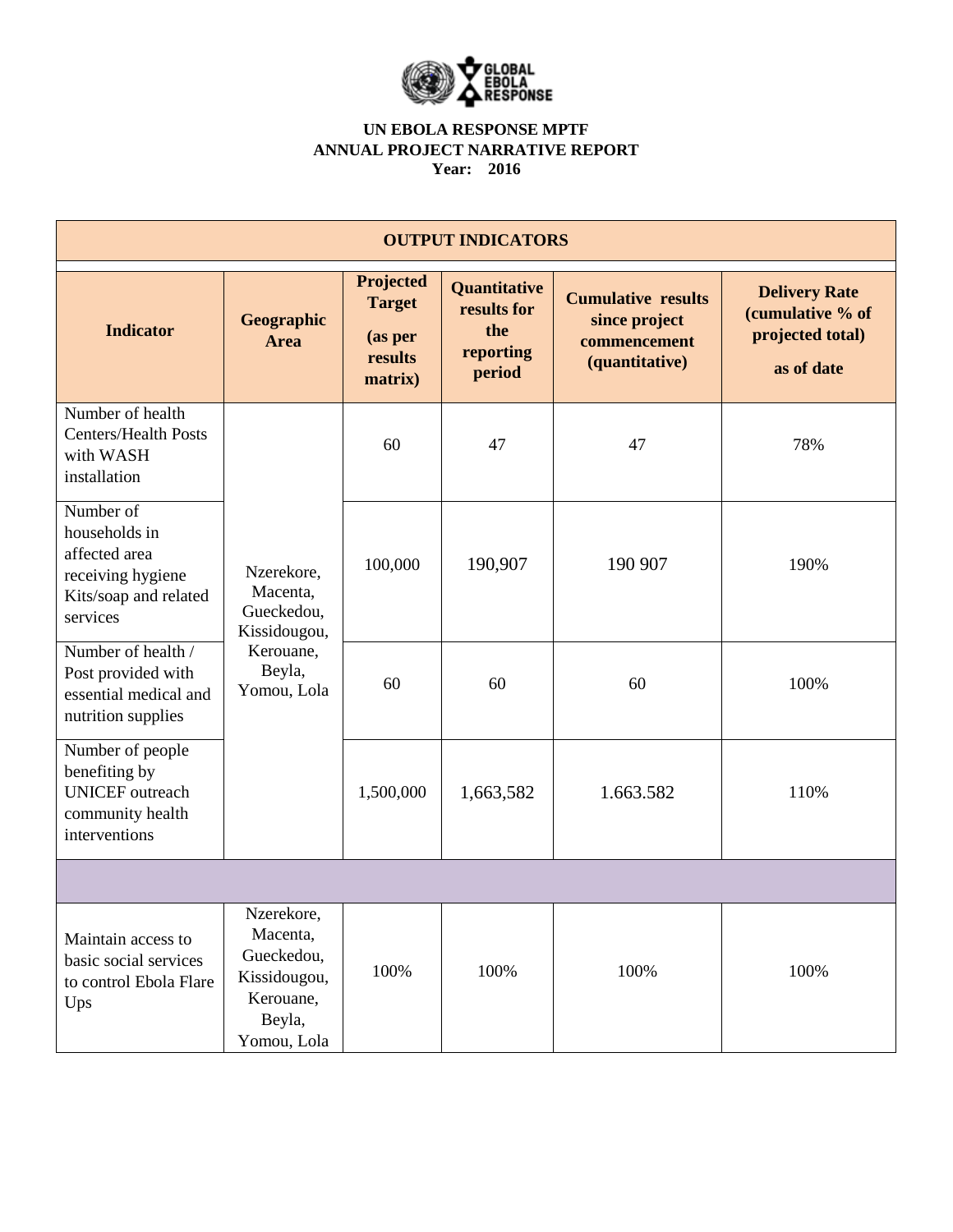**UN EBOLA RESPONSE MPTF**
**ANNUAL PROJECT NARRATIVE REPORT**
**Year: 2016**

| OUTPUT INDICATORS | | | | | |
|---|---|---|---|---|---|
| **Indicator** | **Geographic Area** | **Projected Target (as per results matrix)** | **Quantitative results for the reporting period** | **Cumulative results since project commencement (quantitative)** | **Delivery Rate (cumulative % of projected total) as of date** |
| Number of health Centers/Health Posts with WASH installation | Nzerekore, Macenta, Gueckedou, Kissidougou, Kerouane, Beyla, Yomou, Lola | 60 | 47 | 47 | 78% |
| Number of households in affected area receiving hygiene Kits/soap and related services | | 100,000 | 190,907 | 190 907 | 190% |
| Number of health / Post provided with essential medical and nutrition supplies | | 60 | 60 | 60 | 100% |
| Number of people benefiting by UNICEF outreach community health interventions | | 1,500,000 | 1,663,582 | 1.663.582 | 110% |
| | | | | | |
| Maintain access to basic social services to control Ebola Flare Ups | Nzerekore, Macenta, Gueckedou, Kissidougou, Kerouane, Beyla, Yomou, Lola | 100% | 100% | 100% | 100% |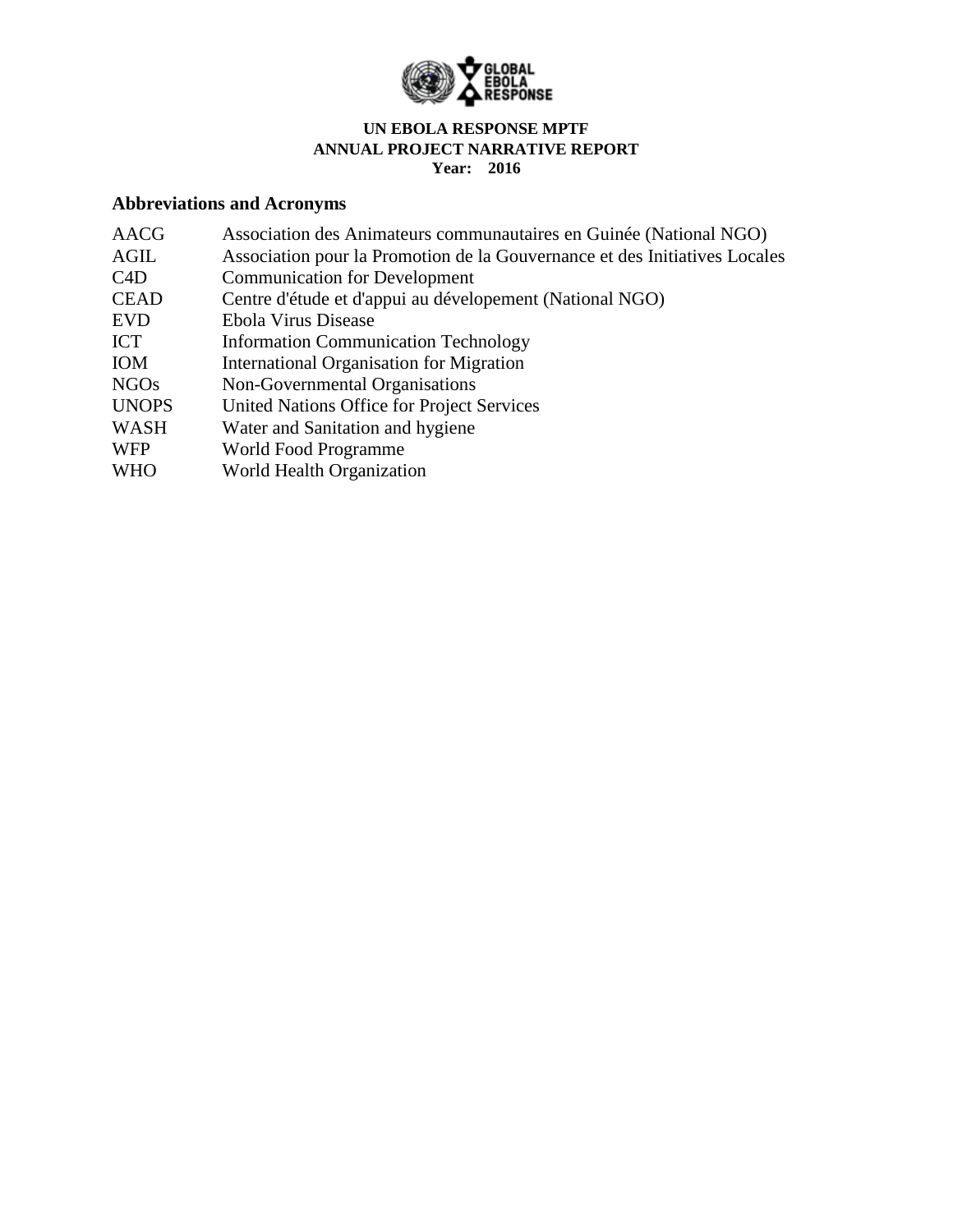**UN EBOLA RESPONSE MPTF**
**ANNUAL PROJECT NARRATIVE REPORT**
**Year: 2016**

## Abbreviations and Acronyms

| | |
|---|---|
| AACG | Association des Animateurs communautaires en Guinée (National NGO) |
| AGIL | Association pour la Promotion de la Gouvernance et des Initiatives Locales |
| C4D | Communication for Development |
| CEAD | Centre d'étude et d'appui au dévelopement (National NGO) |
| EVD | Ebola Virus Disease |
| ICT | Information Communication Technology |
| IOM | International Organisation for Migration |
| NGOs | Non-Governmental Organisations |
| UNOPS | United Nations Office for Project Services |
| WASH | Water and Sanitation and hygiene |
| WFP | World Food Programme |
| WHO | World Health Organization |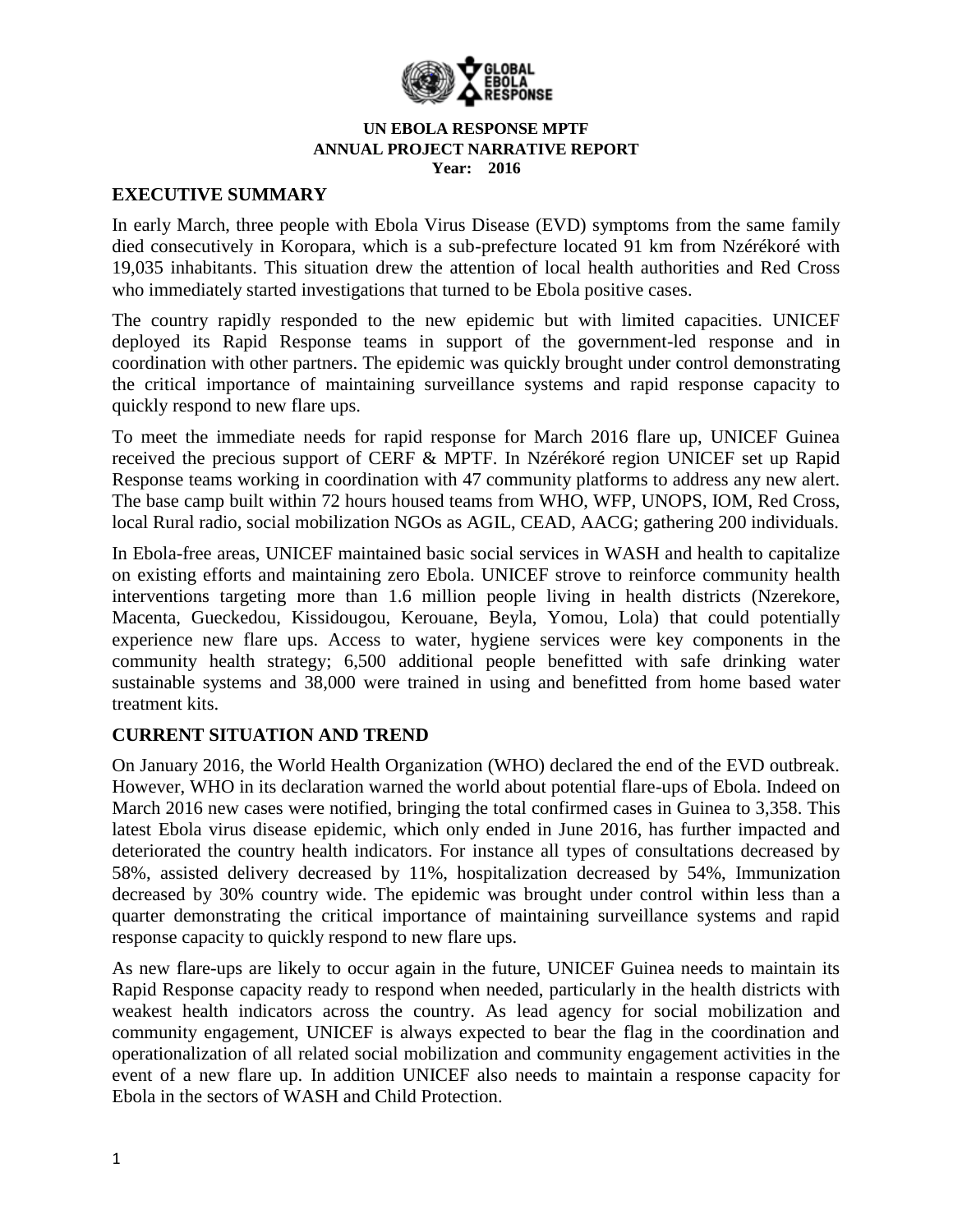**UN EBOLA RESPONSE MPTF**
**ANNUAL PROJECT NARRATIVE REPORT**
**Year: 2016**

## EXECUTIVE SUMMARY

In early March, three people with Ebola Virus Disease (EVD) symptoms from the same family died consecutively in Koropara, which is a sub-prefecture located 91 km from Nzérékoré with 19,035 inhabitants. This situation drew the attention of local health authorities and Red Cross who immediately started investigations that turned to be Ebola positive cases.

The country rapidly responded to the new epidemic but with limited capacities. UNICEF deployed its Rapid Response teams in support of the government-led response and in coordination with other partners. The epidemic was quickly brought under control demonstrating the critical importance of maintaining surveillance systems and rapid response capacity to quickly respond to new flare ups.

To meet the immediate needs for rapid response for March 2016 flare up, UNICEF Guinea received the precious support of CERF & MPTF. In Nzérékoré region UNICEF set up Rapid Response teams working in coordination with 47 community platforms to address any new alert. The base camp built within 72 hours housed teams from WHO, WFP, UNOPS, IOM, Red Cross, local Rural radio, social mobilization NGOs as AGIL, CEAD, AACG; gathering 200 individuals.

In Ebola-free areas, UNICEF maintained basic social services in WASH and health to capitalize on existing efforts and maintaining zero Ebola. UNICEF strove to reinforce community health interventions targeting more than 1.6 million people living in health districts (Nzerekore, Macenta, Gueckedou, Kissidougou, Kerouane, Beyla, Yomou, Lola) that could potentially experience new flare ups. Access to water, hygiene services were key components in the community health strategy; 6,500 additional people benefitted with safe drinking water sustainable systems and 38,000 were trained in using and benefitted from home based water treatment kits.

## CURRENT SITUATION AND TREND

On January 2016, the World Health Organization (WHO) declared the end of the EVD outbreak. However, WHO in its declaration warned the world about potential flare-ups of Ebola. Indeed on March 2016 new cases were notified, bringing the total confirmed cases in Guinea to 3,358. This latest Ebola virus disease epidemic, which only ended in June 2016, has further impacted and deteriorated the country health indicators. For instance all types of consultations decreased by 58%, assisted delivery decreased by 11%, hospitalization decreased by 54%, Immunization decreased by 30% country wide. The epidemic was brought under control within less than a quarter demonstrating the critical importance of maintaining surveillance systems and rapid response capacity to quickly respond to new flare ups.

As new flare-ups are likely to occur again in the future, UNICEF Guinea needs to maintain its Rapid Response capacity ready to respond when needed, particularly in the health districts with weakest health indicators across the country. As lead agency for social mobilization and community engagement, UNICEF is always expected to bear the flag in the coordination and operationalization of all related social mobilization and community engagement activities in the event of a new flare up. In addition UNICEF also needs to maintain a response capacity for Ebola in the sectors of WASH and Child Protection.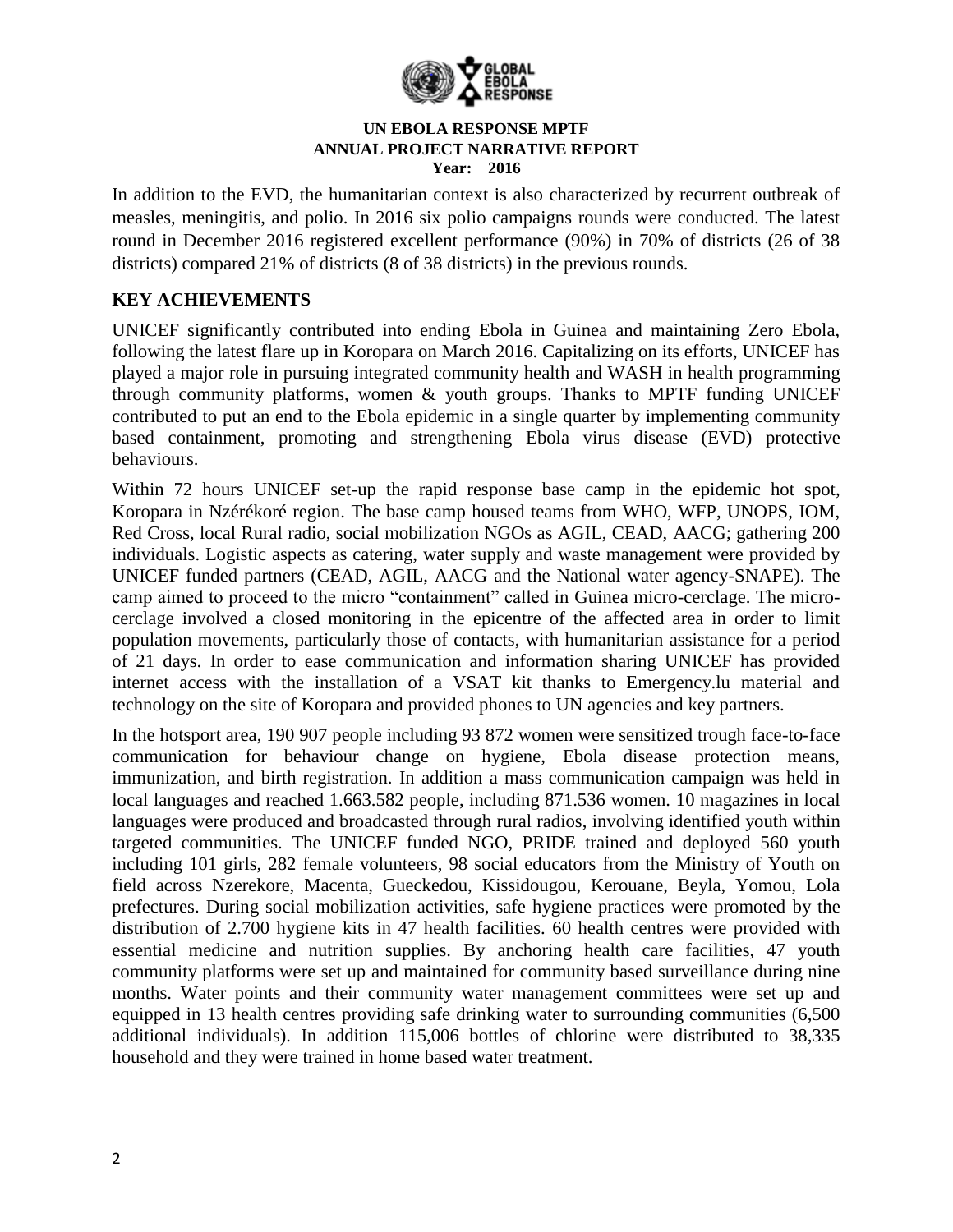In addition to the EVD, the humanitarian context is also characterized by recurrent outbreak of measles, meningitis, and polio. In 2016 six polio campaigns rounds were conducted. The latest round in December 2016 registered excellent performance (90%) in 70% of districts (26 of 38 districts) compared 21% of districts (8 of 38 districts) in the previous rounds.

## KEY ACHIEVEMENTS

UNICEF significantly contributed into ending Ebola in Guinea and maintaining Zero Ebola, following the latest flare up in Koropara on March 2016. Capitalizing on its efforts, UNICEF has played a major role in pursuing integrated community health and WASH in health programming through community platforms, women & youth groups. Thanks to MPTF funding UNICEF contributed to put an end to the Ebola epidemic in a single quarter by implementing community based containment, promoting and strengthening Ebola virus disease (EVD) protective behaviours.

Within 72 hours UNICEF set-up the rapid response base camp in the epidemic hot spot, Koropara in Nzérékoré region. The base camp housed teams from WHO, WFP, UNOPS, IOM, Red Cross, local Rural radio, social mobilization NGOs as AGIL, CEAD, AACG; gathering 200 individuals. Logistic aspects as catering, water supply and waste management were provided by UNICEF funded partners (CEAD, AGIL, AACG and the National water agency-SNAPE). The camp aimed to proceed to the micro "containment" called in Guinea micro-cerclage. The micro-cerclage involved a closed monitoring in the epicentre of the affected area in order to limit population movements, particularly those of contacts, with humanitarian assistance for a period of 21 days. In order to ease communication and information sharing UNICEF has provided internet access with the installation of a VSAT kit thanks to Emergency.lu material and technology on the site of Koropara and provided phones to UN agencies and key partners.

In the hotsport area, 190 907 people including 93 872 women were sensitized trough face-to-face communication for behaviour change on hygiene, Ebola disease protection means, immunization, and birth registration. In addition a mass communication campaign was held in local languages and reached 1.663.582 people, including 871.536 women. 10 magazines in local languages were produced and broadcasted through rural radios, involving identified youth within targeted communities. The UNICEF funded NGO, PRIDE trained and deployed 560 youth including 101 girls, 282 female volunteers, 98 social educators from the Ministry of Youth on field across Nzerekore, Macenta, Gueckedou, Kissidougou, Kerouane, Beyla, Yomou, Lola prefectures. During social mobilization activities, safe hygiene practices were promoted by the distribution of 2.700 hygiene kits in 47 health facilities. 60 health centres were provided with essential medicine and nutrition supplies. By anchoring health care facilities, 47 youth community platforms were set up and maintained for community based surveillance during nine months. Water points and their community water management committees were set up and equipped in 13 health centres providing safe drinking water to surrounding communities (6,500 additional individuals). In addition 115,006 bottles of chlorine were distributed to 38,335 household and they were trained in home based water treatment.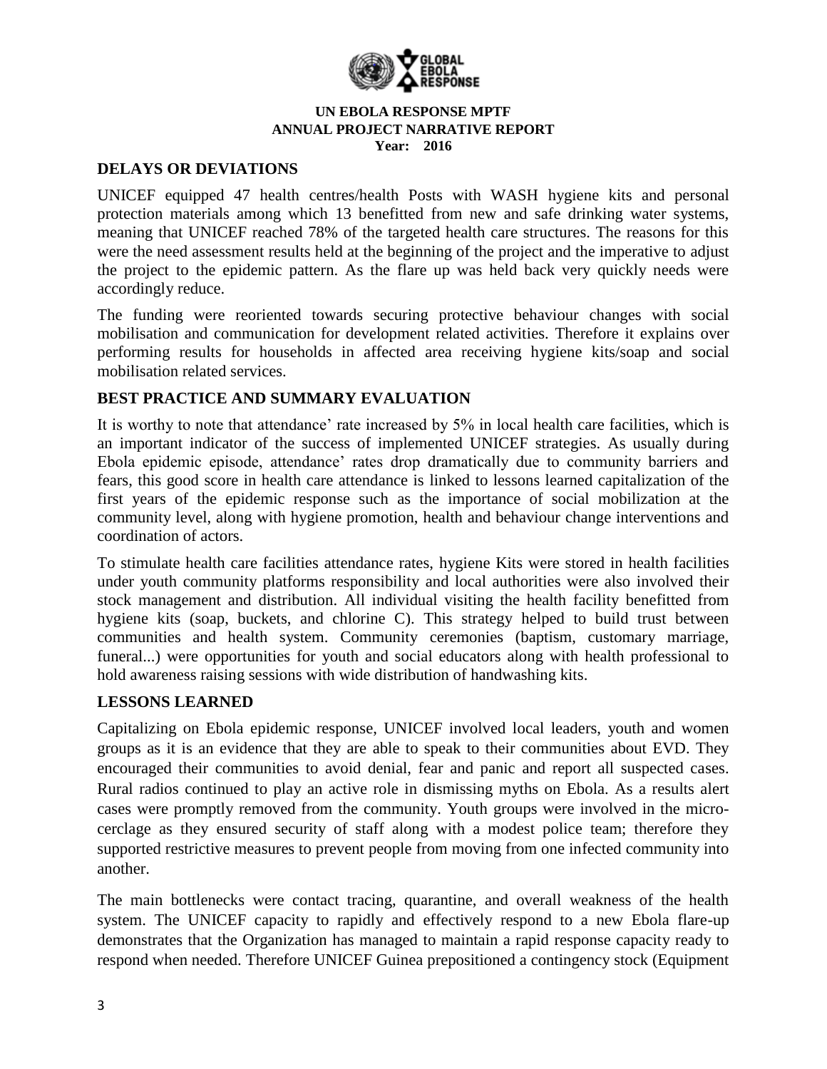## DELAYS OR DEVIATIONS

UNICEF equipped 47 health centres/health Posts with WASH hygiene kits and personal protection materials among which 13 benefitted from new and safe drinking water systems, meaning that UNICEF reached 78% of the targeted health care structures. The reasons for this were the need assessment results held at the beginning of the project and the imperative to adjust the project to the epidemic pattern. As the flare up was held back very quickly needs were accordingly reduce.

The funding were reoriented towards securing protective behaviour changes with social mobilisation and communication for development related activities. Therefore it explains over performing results for households in affected area receiving hygiene kits/soap and social mobilisation related services.

## BEST PRACTICE AND SUMMARY EVALUATION

It is worthy to note that attendance' rate increased by 5% in local health care facilities, which is an important indicator of the success of implemented UNICEF strategies. As usually during Ebola epidemic episode, attendance' rates drop dramatically due to community barriers and fears, this good score in health care attendance is linked to lessons learned capitalization of the first years of the epidemic response such as the importance of social mobilization at the community level, along with hygiene promotion, health and behaviour change interventions and coordination of actors.

To stimulate health care facilities attendance rates, hygiene Kits were stored in health facilities under youth community platforms responsibility and local authorities were also involved their stock management and distribution. All individual visiting the health facility benefitted from hygiene kits (soap, buckets, and chlorine C). This strategy helped to build trust between communities and health system. Community ceremonies (baptism, customary marriage, funeral...) were opportunities for youth and social educators along with health professional to hold awareness raising sessions with wide distribution of handwashing kits.

## LESSONS LEARNED

Capitalizing on Ebola epidemic response, UNICEF involved local leaders, youth and women groups as it is an evidence that they are able to speak to their communities about EVD. They encouraged their communities to avoid denial, fear and panic and report all suspected cases. Rural radios continued to play an active role in dismissing myths on Ebola. As a results alert cases were promptly removed from the community. Youth groups were involved in the micro-cerclage as they ensured security of staff along with a modest police team; therefore they supported restrictive measures to prevent people from moving from one infected community into another.

The main bottlenecks were contact tracing, quarantine, and overall weakness of the health system. The UNICEF capacity to rapidly and effectively respond to a new Ebola flare-up demonstrates that the Organization has managed to maintain a rapid response capacity ready to respond when needed. Therefore UNICEF Guinea prepositioned a contingency stock (Equipment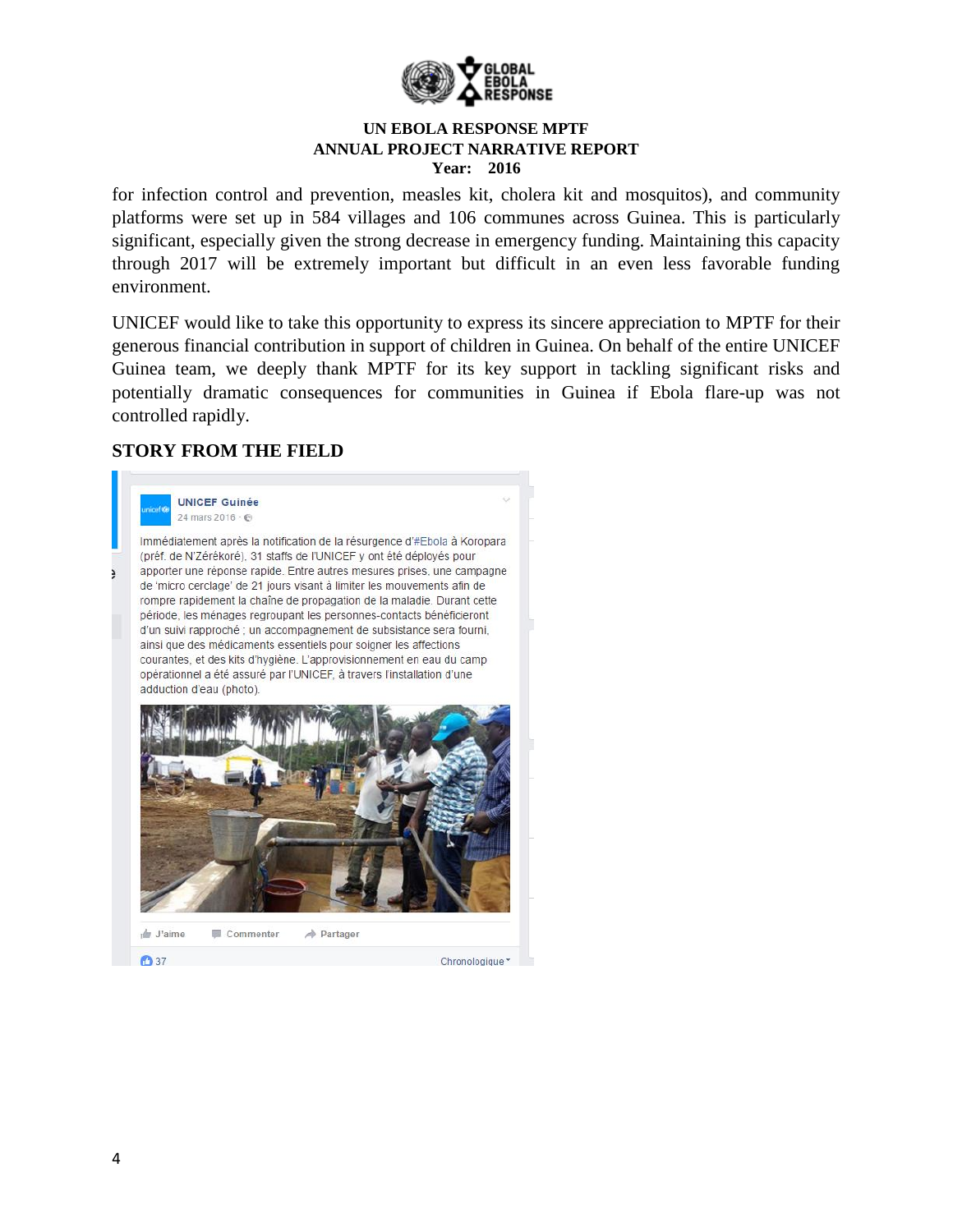for infection control and prevention, measles kit, cholera kit and mosquitos), and community platforms were set up in 584 villages and 106 communes across Guinea. This is particularly significant, especially given the strong decrease in emergency funding. Maintaining this capacity through 2017 will be extremely important but difficult in an even less favorable funding environment.

UNICEF would like to take this opportunity to express its sincere appreciation to MPTF for their generous financial contribution in support of children in Guinea. On behalf of the entire UNICEF Guinea team, we deeply thank MPTF for its key support in tackling significant risks and potentially dramatic consequences for communities in Guinea if Ebola flare-up was not controlled rapidly.

**STORY FROM THE FIELD**

UNICEF Guinée
24 mars 2016

Immédiatement après la notification de la résurgence d'#Ebola à Koropara (préf. de N'Zérékoré), 31 staffs de l'UNICEF y ont été déployés pour apporter une réponse rapide. Entre autres mesures prises, une campagne de 'micro cerclage' de 21 jours visant à limiter les mouvements afin de rompre rapidement la chaîne de propagation de la maladie. Durant cette période, les ménages regroupant les personnes-contacts bénéficieront d'un suivi rapproché ; un accompagnement de subsistance sera fourni, ainsi que des médicaments essentiels pour soigner les affections courantes, et des kits d'hygiène. L'approvisionnement en eau du camp opérationnel a été assuré par l'UNICEF, à travers l'installation d'une adduction d'eau (photo).

J'aime · Commenter · Partager

37 · Chronologique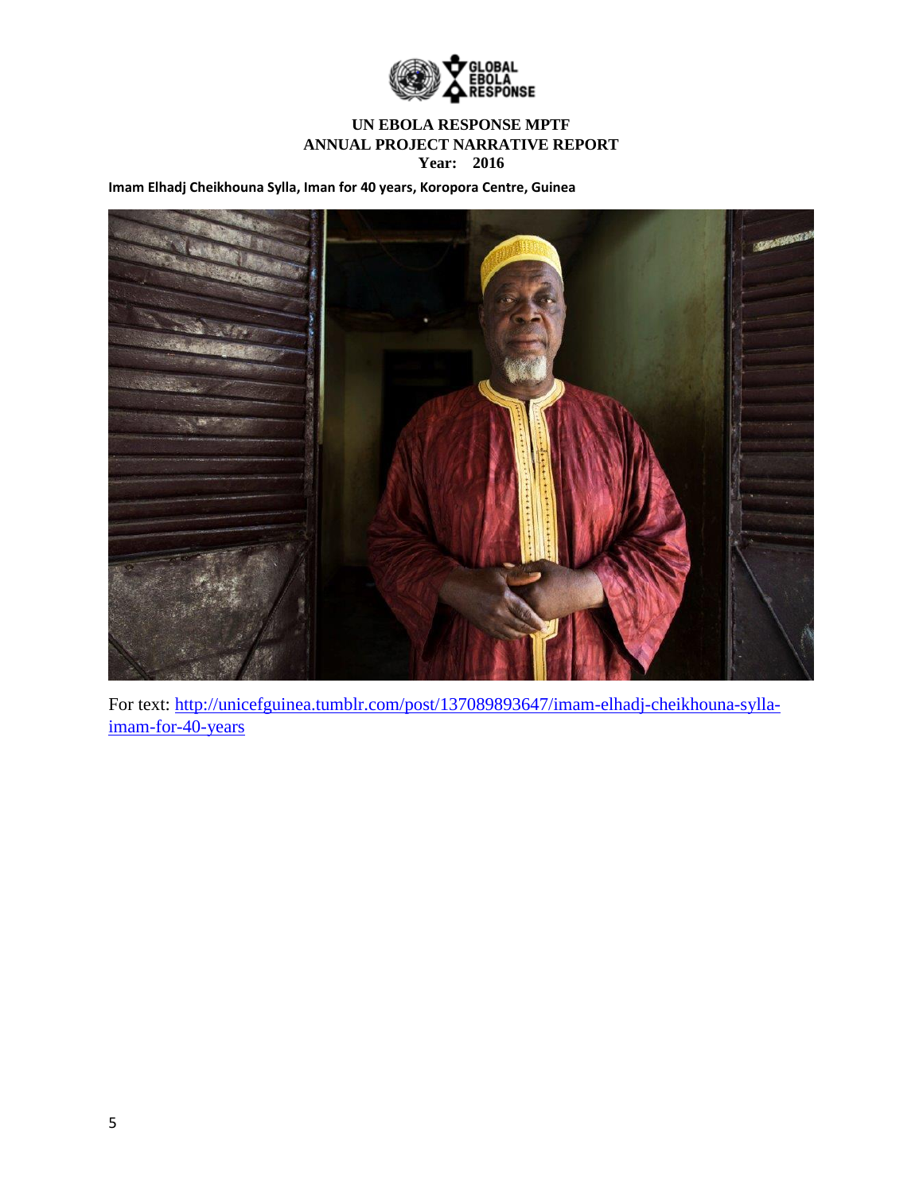**Imam Elhadj Cheikhouna Sylla, Iman for 40 years, Koropora Centre, Guinea**

For text: [http://unicefguinea.tumblr.com/post/137089893647/imam-elhadj-cheikhouna-sylla-imam-for-40-years](http://unicefguinea.tumblr.com/post/137089893647/imam-elhadj-cheikhouna-sylla-imam-for-40-years)